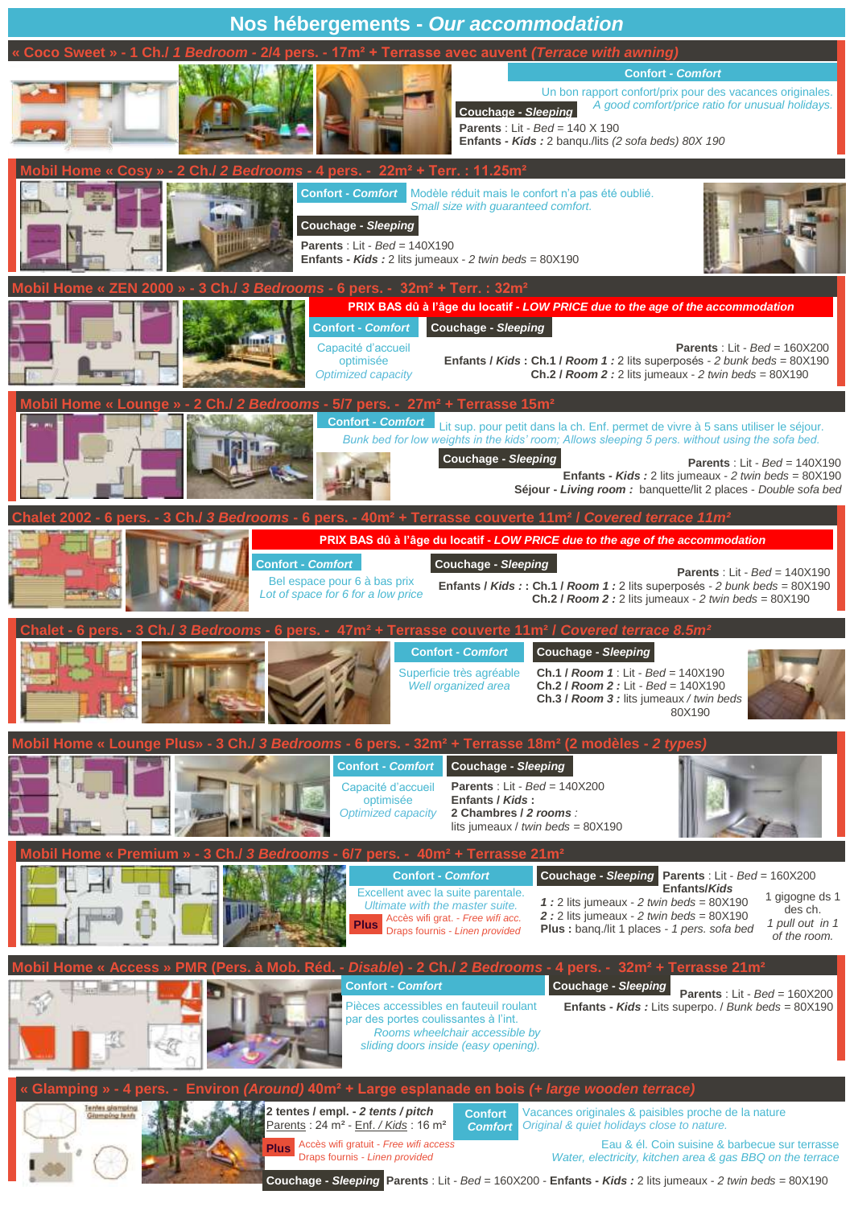# Nos hébergements - *Our accommodation*

## « Coco Sweet » - 1 Ch./ *1 Bedroom* - 2/4 pers. - 17m² + Terrasse avec auvent *(Terrace with awning)*

**Confort - *Comfort***

Un bon rapport confort/prix pour des vacances originales.
*A good comfort/price ratio for unusual holidays.*

**Couchage - *Sleeping***

**Parents** : Lit - *Bed* = 140 X 190
**Enfants - *Kids* :** 2 banqu./lits *(2 sofa beds)* 80X 190

## Mobil Home « Cosy » - 2 Ch./ *2 Bedrooms* - 4 pers. - 22m² + Terr. : 11.25m²

**Confort - *Comfort***

Modèle réduit mais le confort n'a pas été oublié.
*Small size with guaranteed comfort.*

**Couchage - *Sleeping***

**Parents** : Lit - *Bed* = 140X190
**Enfants - *Kids* :** 2 lits jumeaux - *2 twin beds* = 80X190

## Mobil Home « ZEN 2000 » - 3 Ch./ *3 Bedrooms* - 6 pers. - 32m² + Terr. : 32m²

**PRIX BAS dû à l'âge du locatif - *LOW PRICE due to the age of the accommodation***

**Confort - *Comfort***

Capacité d'accueil optimisée
*Optimized capacity*

**Couchage - *Sleeping***

**Parents** : Lit - *Bed* = 160X200
**Enfants / *Kids* : Ch.1 / *Room 1* :** 2 lits superposés - *2 bunk beds* = 80X190
**Ch.2 / *Room 2* :** 2 lits jumeaux - *2 twin beds* = 80X190

## Mobil Home « Lounge » - 2 Ch./ *2 Bedrooms* - 5/7 pers. - 27m² + Terrasse 15m²

**Confort - *Comfort***

Lit sup. pour petit dans la ch. Enf. permet de vivre à 5 sans utiliser le séjour.
*Bunk bed for low weights in the kids' room; Allows sleeping 5 pers. without using the sofa bed.*

**Couchage - *Sleeping***

**Parents** : Lit - *Bed* = 140X190
**Enfants - *Kids* :** 2 lits jumeaux - *2 twin beds* = 80X190
**Séjour - *Living room* :** banquette/lit 2 places - *Double sofa bed*

## Chalet 2002 - 6 pers. - 3 Ch./ *3 Bedrooms* - 6 pers. - 40m² + Terrasse couverte 11m² / *Covered terrace 11m²*

**PRIX BAS dû à l'âge du locatif - *LOW PRICE due to the age of the accommodation***

**Confort - *Comfort***

Bel espace pour 6 à bas prix
*Lot of space for 6 for a low price*

**Couchage - *Sleeping***

**Parents** : Lit - *Bed* = 140X190
**Enfants / *Kids* : : Ch.1 / *Room 1* :** 2 lits superposés - *2 bunk beds* = 80X190
**Ch.2 / *Room 2* :** 2 lits jumeaux - *2 twin beds* = 80X190

## Chalet - 6 pers. - 3 Ch./ *3 Bedrooms* - 6 pers. - 47m² + Terrasse couverte 11m² / *Covered terrace 8.5m²*

**Confort - *Comfort***

Superficie très agréable
*Well organized area*

**Couchage - *Sleeping***

**Ch.1 / *Room 1* :** Lit - *Bed* = 140X190
**Ch.2 / *Room 2* :** Lit - *Bed* = 140X190
**Ch.3 / *Room 3* :** lits jumeaux / *twin beds* 80X190

## Mobil Home « Lounge Plus» - 3 Ch./ *3 Bedrooms* - 6 pers. - 32m² + Terrasse 18m² (2 modèles - *2 types)*

**Confort - *Comfort***

Capacité d'accueil optimisée
*Optimized capacity*

**Couchage - *Sleeping***

**Parents** : Lit - *Bed* = 140X200
**Enfants / *Kids* :**
**2 Chambres / *2 rooms* :**
lits jumeaux / *twin beds* = 80X190

## Mobil Home « Premium » - 3 Ch./ *3 Bedrooms* - 6/7 pers. - 40m² + Terrasse 21m²

**Confort - *Comfort***

Excellent avec la suite parentale.
*Ultimate with the master suite.*

**Plus** Accès wifi grat. - *Free wifi acc.*
Draps fournis - *Linen provided*

**Couchage - *Sleeping***

**Parents** : Lit - *Bed* = 160X200
**Enfants/*Kids***
***1* :** 2 lits jumeaux - *2 twin beds* = 80X190
***2* :** 2 lits jumeaux - *2 twin beds* = 80X190
**Plus :** banq./lit 1 places - *1 pers. sofa bed*

1 gigogne ds 1 des ch.
*1 pull out in 1 of the room.*

## Mobil Home « Access » PMR (Pers. à Mob. Réd. - *Disable)* - 2 Ch./ *2 Bedrooms* - 4 pers. - 32m² + Terrasse 21m²

**Confort - *Comfort***

Pièces accessibles en fauteuil roulant par des portes coulissantes à l'int.
*Rooms wheelchair accessible by sliding doors inside (easy opening).*

**Couchage - *Sleeping***

**Parents** : Lit - *Bed* = 160X200
**Enfants - *Kids* :** Lits superpo. / *Bunk beds* = 80X190

## « Glamping » - 4 pers. - Environ *(Around)* 40m² + Large esplanade en bois *(+ large wooden terrace)*

**2 tentes / empl. - *2 tents / pitch***
Parents : 24 m² - Enf. / *Kids* : 16 m²

**Plus** Accès wifi gratuit - *Free wifi access*
Draps fournis - *Linen provided*

**Confort *Comfort***

Vacances originales & paisibles proche de la nature
*Original & quiet holidays close to nature.*

Eau & él. Coin suisine & barbecue sur terrasse
*Water, electricity, kitchen area & gas BBQ on the terrace*

**Couchage - *Sleeping*** **Parents** : Lit - *Bed* = 160X200 - **Enfants - *Kids* :** 2 lits jumeaux - *2 twin beds* = 80X190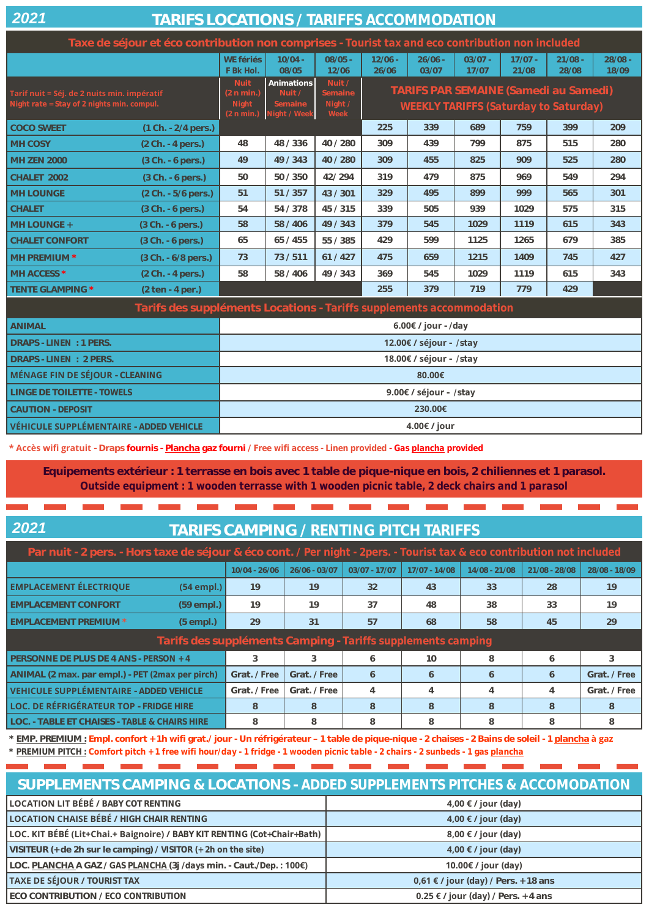## 2021 TARIFS LOCATIONS / TARIFFS ACCOMMODATION

**Taxe de séjour et éco contribution non comprises - Tourist tax and eco contribution non included**

| | | WE fériés F Bk Hol. | 10/04 - 08/05 | 08/05 - 12/06 | 12/06 - 26/06 | 26/06 - 03/07 | 03/07 - 17/07 | 17/07 - 21/08 | 21/08 - 28/08 | 28/08 - 18/09 |
|---|---|---|---|---|---|---|---|---|---|---|
| Tarif nuit = Séj. de 2 nuits min. impératif Night rate = Stay of 2 nights min. compul. | | Nuit (2 n min.) Night (2 n min.) | Animations Nuit / Semaine Night / Week | Nuit / Semaine Night / Week | TARIFS PAR SEMAINE (Samedi au Samedi) WEEKLY TARIFFS (Saturday to Saturday) | | | | | |
| COCO SWEET | (1 Ch. - 2/4 pers.) | | | | 225 | 339 | 689 | 759 | 399 | 209 |
| MH COSY | (2 Ch. - 4 pers.) | 48 | 48 / 336 | 40 / 280 | 309 | 439 | 799 | 875 | 515 | 280 |
| MH ZEN 2000 | (3 Ch. - 6 pers.) | 49 | 49 / 343 | 40 / 280 | 309 | 455 | 825 | 909 | 525 | 280 |
| CHALET 2002 | (3 Ch. - 6 pers.) | 50 | 50 / 350 | 42/ 294 | 319 | 479 | 875 | 969 | 549 | 294 |
| MH LOUNGE | (2 Ch. - 5/6 pers.) | 51 | 51 / 357 | 43 / 301 | 329 | 495 | 899 | 999 | 565 | 301 |
| CHALET | (3 Ch. - 6 pers.) | 54 | 54 / 378 | 45 / 315 | 339 | 505 | 939 | 1029 | 575 | 315 |
| MH LOUNGE + | (3 Ch. - 6 pers.) | 58 | 58 / 406 | 49 / 343 | 379 | 545 | 1029 | 1119 | 615 | 343 |
| CHALET CONFORT | (3 Ch. - 6 pers.) | 65 | 65 / 455 | 55 / 385 | 429 | 599 | 1125 | 1265 | 679 | 385 |
| MH PREMIUM * | (3 Ch. - 6/8 pers.) | 73 | 73 / 511 | 61 / 427 | 475 | 659 | 1215 | 1409 | 745 | 427 |
| MH ACCESS * | (2 Ch. - 4 pers.) | 58 | 58 / 406 | 49 / 343 | 369 | 545 | 1029 | 1119 | 615 | 343 |
| TENTE GLAMPING * | (2 ten - 4 per.) | | | | 255 | 379 | 719 | 779 | 429 | |

**Tarifs des suppléments Locations - Tariffs supplements accommodation**

| | |
|---|---|
| ANIMAL | 6.00€ / jour - /day |
| DRAPS - LINEN : 1 PERS. | 12.00€ / séjour - /stay |
| DRAPS - LINEN : 2 PERS. | 18.00€ / séjour - /stay |
| MÉNAGE FIN DE SÉJOUR - CLEANING | 80.00€ |
| LINGE DE TOILETTE - TOWELS | 9.00€ / séjour - /stay |
| CAUTION - DEPOSIT | 230.00€ |
| VÉHICULE SUPPLÉMENTAIRE - ADDED VEHICLE | 4.00€ / jour |

\* Accès wifi gratuit - Draps fournis - Plancha gaz fourni / Free wifi access - Linen provided - Gas plancha provided

**Equipements extérieur : 1 terrasse en bois avec 1 table de pique-nique en bois, 2 chiliennes et 1 parasol.**
**Outside equipment : 1 wooden terrasse with 1 wooden picnic table, 2 deck chairs and 1 parasol**

## 2021 TARIFS CAMPING / RENTING PITCH TARIFFS

**Par nuit - 2 pers. - Hors taxe de séjour & éco cont. / Per night - 2pers. - Tourist tax & eco contribution not included**

| | | 10/04 - 26/06 | 26/06 - 03/07 | 03/07 - 17/07 | 17/07 - 14/08 | 14/08 - 21/08 | 21/08 - 28/08 | 28/08 - 18/09 |
|---|---|---|---|---|---|---|---|---|
| EMPLACEMENT ÉLECTRIQUE | (54 empl.) | 19 | 19 | 32 | 43 | 33 | 28 | 19 |
| EMPLACEMENT CONFORT | (59 empl.) | 19 | 19 | 37 | 48 | 38 | 33 | 19 |
| EMPLACEMENT PREMIUM * | (5 empl.) | 29 | 31 | 57 | 68 | 58 | 45 | 29 |

**Tarifs des suppléments Camping - Tariffs supplements camping**

| | | | | | | | |
|---|---|---|---|---|---|---|---|
| PERSONNE DE PLUS DE 4 ANS - PERSON +4 | 3 | 3 | 6 | 10 | 8 | 6 | 3 |
| ANIMAL (2 max. par empl.) - PET (2max per pirch) | Grat. / Free | Grat. / Free | 6 | 6 | 6 | 6 | Grat. / Free |
| VEHICULE SUPPLÉMENTAIRE - ADDED VEHICLE | Grat. / Free | Grat. / Free | 4 | 4 | 4 | 4 | Grat. / Free |
| LOC. DE RÉFRIGÉRATEUR TOP - FRIDGE HIRE | 8 | 8 | 8 | 8 | 8 | 8 | 8 |
| LOC. - TABLE ET CHAISES - TABLE & CHAIRS HIRE | 8 | 8 | 8 | 8 | 8 | 8 | 8 |

\* **EMP. PREMIUM :** Empl. confort + 1h wifi grat./ jour - Un réfrigérateur – 1 table de pique-nique - 2 chaises - 2 Bains de soleil - 1 plancha à gaz
\* **PREMIUM PITCH :** Comfort pitch + 1 free wifi hour/day - 1 fridge - 1 wooden picnic table - 2 chairs - 2 sunbeds - 1 gas plancha

## SUPPLEMENTS CAMPING & LOCATIONS - ADDED SUPPLEMENTS PITCHES & ACCOMODATION

| | |
|---|---|
| LOCATION LIT BÉBÉ / BABY COT RENTING | 4,00 € / jour (day) |
| LOCATION CHAISE BÉBÉ / HIGH CHAIR RENTING | 4,00 € / jour (day) |
| LOC. KIT BÉBÉ (Lit+Chai.+ Baignoire) / BABY KIT RENTING (Cot+Chair+Bath) | 8,00 € / jour (day) |
| VISITEUR (+de 2h sur le camping) / VISITOR (+ 2h on the site) | 4,00 € / jour (day) |
| LOC. PLANCHA A GAZ / GAS PLANCHA (3j /days min. - Caut./Dep. : 100€) | 10.00€ / jour (day) |
| TAXE DE SÉJOUR / TOURIST TAX | 0,61 € / jour (day) / Pers. +18 ans |
| ECO CONTRIBUTION / ECO CONTRIBUTION | 0.25 € / jour (day) / Pers. +4 ans |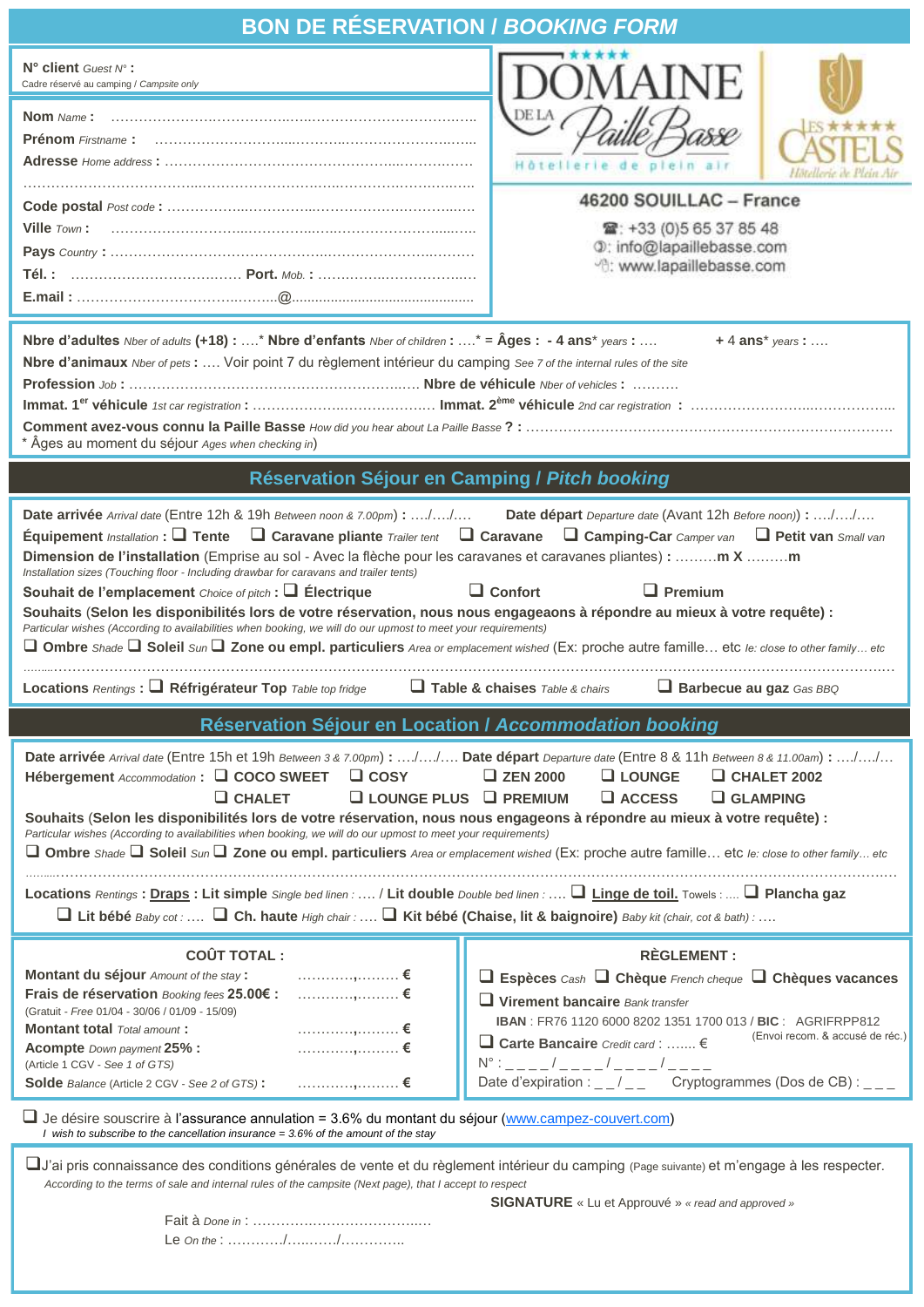# BON DE RÉSERVATION / *BOOKING FORM*

**N° client** *Guest N°* **:**
Cadre réservé au camping / *Campsite only*

**Nom** *Name* **:** ……………………………………………………………………
**Prénom** *Firstname* **:** ……………………………………………………………………
**Adresse** *Home address* **:** ……………………………………………………………………
……………………………………………………………………………………
**Code postal** *Post code* **:** ……………………………………………………………………
**Ville** *Town* **:** ……………………………………………………………………
**Pays** *Country* **:** ……………………………………………………………………
**Tél. :** ………………………………… **Port.** *Mob.* **:** …………………………………
**E.mail :** ………………………………………@…………………………………………

DOMAINE DE LA Paille Basse
Hôtellerie de plein air

LES CASTELS
Hôtellerie de Plein Air

**46200 SOUILLAC – France**

☎: +33 (0)5 65 37 85 48
info@lapaillebasse.com
www.lapaillebasse.com

**Nbre d'adultes** *Nber of adults* **(+18) :** ….* **Nbre d'enfants** *Nber of children* **:** ….* **= Âges : - 4 ans*** *years* **:** …. **+ 4 ans*** *years* **:** ….
**Nbre d'animaux** *Nber of pets* **:** …. Voir point 7 du règlement intérieur du camping *See 7 of the internal rules of the site*
**Profession** *Job* **:** ………………………………………………………… **Nbre de véhicule** *Nber of vehicles* **:** ……….
**Immat. 1er véhicule** *1st car registration* **:** ……………………………………… **Immat. 2ème véhicule** *2nd car registration* **:** ………………………………………
**Comment avez-vous connu la Paille Basse** *How did you hear about La Paille Basse* **? :** ……………………………………………………………………
\* Âges au moment du séjour *Ages when checking in*)

## Réservation Séjour en Camping / *Pitch booking*

**Date arrivée** *Arrival date* (Entre 12h & 19h *Between noon & 7.00pm*) **:** …./…./…. **Date départ** *Departure date* (Avant 12h *Before noon*)) **:** …./…./….

**Équipement** *Installation* **:** ❑ **Tente** ❑ **Caravane pliante** *Trailer tent* ❑ **Caravane** ❑ **Camping-Car** *Camper van* ❑ **Petit van** *Small van*

**Dimension de l'installation** (Emprise au sol - Avec la flèche pour les caravanes et caravanes pliantes) **:** ………**m X** ………**m**
*Installation sizes (Touching floor - Including drawbar for caravans and trailer tents)*

**Souhait de l'emplacement** *Choice of pitch* **:** ❑ **Électrique** ❑ **Confort** ❑ **Premium**

**Souhaits (Selon les disponibilités lors de votre réservation, nous nous engageaons à répondre au mieux à votre requête) :**
*Particular wishes (According to availabilities when booking, we will do our upmost to meet your requirements)*
❑ **Ombre** *Shade* ❑ **Soleil** *Sun* ❑ **Zone ou empl. particuliers** *Area or emplacement wished* (Ex: proche autre famille… etc *Ie: close to other family… etc*
……………………………………………………………………………………………………………………

**Locations** *Rentings* **:** ❑ **Réfrigérateur Top** *Table top fridge* ❑ **Table & chaises** *Table & chairs* ❑ **Barbecue au gaz** *Gas BBQ*

## Réservation Séjour en Location / *Accommodation booking*

**Date arrivée** *Arrival date* (Entre 15h et 19h *Between 3 & 7.00pm*) **:** …./…./…. **Date départ** *Departure date* (Entre 8 & 11h *Between 8 & 11.00am*) **:** …./…./…

**Hébergement** *Accommodation* **:** ❑ **COCO SWEET** ❑ **COSY** ❑ **ZEN 2000** ❑ **LOUNGE** ❑ **CHALET 2002**
❑ **CHALET** ❑ **LOUNGE PLUS** ❑ **PREMIUM** ❑ **ACCESS** ❑ **GLAMPING**

**Souhaits (Selon les disponibilités lors de votre réservation, nous nous engageons à répondre au mieux à votre requête) :**
*Particular wishes (According to availabilities when booking, we will do our upmost to meet your requirements)*
❑ **Ombre** *Shade* ❑ **Soleil** *Sun* ❑ **Zone ou empl. particuliers** *Area or emplacement wished* (Ex: proche autre famille… etc *Ie: close to other family… etc*
……………………………………………………………………………………………………………………

**Locations** *Rentings* **: Draps : Lit simple** *Single bed linen :* …. / **Lit double** *Double bed linen :* …. ❑ **Linge de toil.** *Towels :* …. ❑ **Plancha gaz**
❑ **Lit bébé** *Baby cot :* …. ❑ **Ch. haute** *High chair :* …. ❑ **Kit bébé (Chaise, lit & baignoire)** *Baby kit (chair, cot & bath) :* ….

### COÛT TOTAL :

| | |
|---|---|
| **Montant du séjour** *Amount of the stay* **:** | ………..,……… € |
| **Frais de réservation** *Booking fees* **25.00€ :** (Gratuit - *Free* 01/04 - 30/06 / 01/09 - 15/09) | ………..,……… € |
| **Montant total** *Total amount* **:** | ………..,……… € |
| **Acompte** *Down payment* **25% :** (Article 1 CGV - *See 1 of GTS*) | ………..,……… € |
| **Solde** *Balance* (Article 2 CGV - *See 2 of GTS*) **:** | ………..,……… € |

### RÈGLEMENT :

❑ **Espèces** *Cash* ❑ **Chèque** *French cheque* ❑ **Chèques vacances**
❑ **Virement bancaire** *Bank transfer*
**IBAN** : FR76 1120 6000 8202 1351 1700 013 / **BIC** : AGRIFRPP812
❑ **Carte Bancaire** *Credit card* : ……. € (Envoi recom. & accusé de réc.)
N° : _ _ _ _ / _ _ _ _ / _ _ _ _ / _ _ _ _
Date d'expiration : _ _ / _ _ Cryptogrammes (Dos de CB) : _ _ _

❑ Je désire souscrire à l'assurance annulation = 3.6% du montant du séjour (www.campez-couvert.com)
*I wish to subscribe to the cancellation insurance = 3.6% of the amount of the stay*

❑J'ai pris connaissance des conditions générales de vente et du règlement intérieur du camping (Page suivante) et m'engage à les respecter.
*According to the terms of sale and internal rules of the campsite (Next page), that I accept to respect*

**SIGNATURE** « Lu et Approuvé » *« read and approved »*

Fait à *Done in* : ……………………………………
Le *On the* : …………/…………/…………..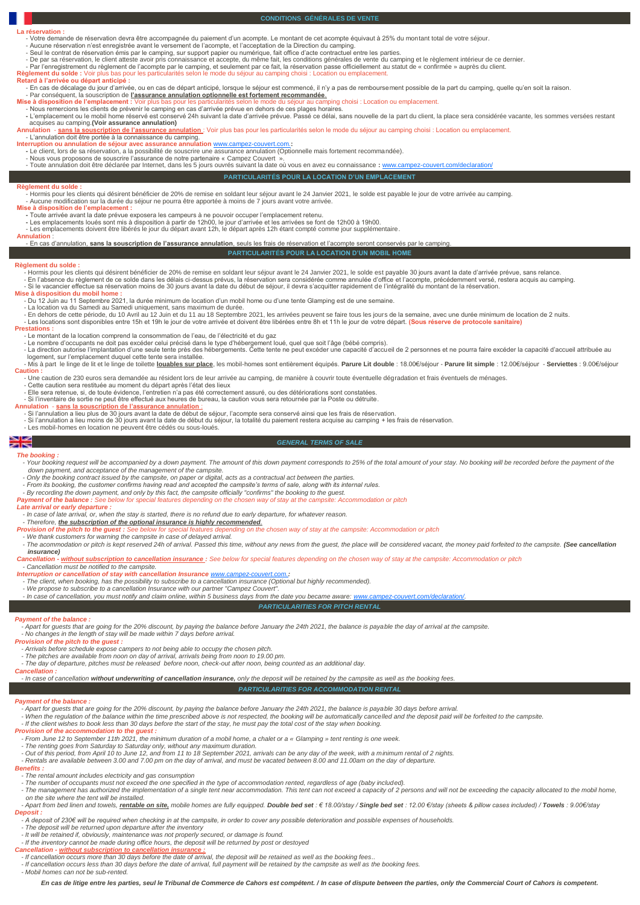## CONDITIONS GÉNÉRALES DE VENTE

**La réservation :**

- Votre demande de réservation devra être accompagnée du paiement d'un acompte. Le montant de cet acompte équivaut à 25% du montant total de votre séjour.
- Aucune réservation n'est enregistrée avant le versement de l'acompte, et l'acceptation de la Direction du camping.
- Seul le contrat de réservation émis par le camping, sur support papier ou numérique, fait office d'acte contractuel entre les parties.
- De par sa réservation, le client atteste avoir pris connaissance et accepte, du même fait, les conditions générales de vente du camping et le règlement intérieur de ce dernier.
- Par l'enregistrement du règlement de l'acompte par le camping, et seulement par ce fait, la réservation passe officiellement au statut de « confirmée » auprès du client.

**Règlement du solde :** Voir plus bas pour les particularités selon le mode du séjour au camping choisi : Location ou emplacement.

**Retard à l'arrivée ou départ anticipé :**

- En cas de décalage du jour d'arrivée, ou en cas de départ anticipé, lorsque le séjour est commencé, il n'y a pas de remboursement possible de la part du camping, quelle qu'en soit la raison.
- Par conséquent, la souscription de **l'assurance annulation optionnelle est fortement recommandée.**

**Mise à disposition de l'emplacement :** Voir plus bas pour les particularités selon le mode du séjour au camping choisi : Location ou emplacement.

- Nous remercions les clients de prévenir le camping en cas d'arrivée prévue en dehors de ces plages horaires.
- L'emplacement ou le mobil home réservé est conservé 24h suivant la date d'arrivée prévue. Passé ce délai, sans nouvelle de la part du client, la place sera considérée vacante, les sommes versées restant acquises au camping.**(Voir assurance annulation)**

**Annulation - sans la souscription de l'assurance annulation :** Voir plus bas pour les particularités selon le mode du séjour au camping choisi : Location ou emplacement.

- L'annulation doit être portée à la connaissance du camping.

**Interruption ou annulation de séjour avec assurance annulation** www.campez-couvert.com **:**

- Le client, lors de sa réservation, a la possibilité de souscrire une assurance annulation (Optionnelle mais fortement recommandée).
- Nous vous proposons de souscrire l'assurance de notre partenaire « Campez Couvert ».
- Toute annulation doit être déclarée par Internet, dans les 5 jours ouvrés suivant la date où vous en avez eu connaissance **:** www.campez-couvert.com/declaration/

## PARTICULARITÉS POUR LA LOCATION D'UN EMPLACEMENT

**Règlement du solde :**

- Hormis pour les clients qui désirent bénéficier de 20% de remise en soldant leur séjour avant le 24 Janvier 2021, le solde est payable le jour de votre arrivée au camping.
- Aucune modification sur la durée du séjour ne pourra être apportée à moins de 7 jours avant votre arrivée.

**Mise à disposition de l'emplacement :**

- Toute arrivée avant la date prévue exposera les campeurs à ne pouvoir occuper l'emplacement retenu.
- Les emplacements loués sont mis à disposition à partir de 12h00, le jour d'arrivée et les arrivées se font de 12h00 à 19h00.
- Les emplacements doivent être libérés le jour du départ avant 12h, le départ après 12h étant compté comme jour supplémentaire.

**Annulation :**

- En cas d'annulation, **sans la souscription de l'assurance annulation**, seuls les frais de réservation et l'acompte seront conservés par le camping.

## PARTICULARITÉS POUR LA LOCATION D'UN MOBIL HOME

**Règlement du solde :**

- Hormis pour les clients qui désirent bénéficier de 20% de remise en soldant leur séjour avant le 24 Janvier 2021, le solde est payable 30 jours avant la date d'arrivée prévue, sans relance.
- En l'absence du règlement de ce solde dans les délais ci-dessus prévus, la réservation sera considérée comme annulée d'office et l'acompte, précédemment versé, restera acquis au camping.
- Si le vacancier effectue sa réservation moins de 30 jours avant la date du début de séjour, il devra s'acquitter rapidement de l'intégralité du montant de la réservation.

**Mise à disposition du mobil home :**

- Du 12 Juin au 11 Septembre 2021, la durée minimum de location d'un mobil home ou d'une tente Glamping est de une semaine.
- La location va du Samedi au Samedi uniquement, sans maximum de durée.
- En dehors de cette période, du 10 Avril au 12 Juin et du 11 au 18 Septembre 2021, les arrivées peuvent se faire tous les jours de la semaine, avec une durée minimum de location de 2 nuits.
- Les locations sont disponibles entre 15h et 19h le jour de votre arrivée et doivent être libérées entre 8h et 11h le jour de votre départ. **(Sous réserve de protocole sanitaire)**

**Prestations :**

- Le montant de la location comprend la consommation de l'eau, de l'électricité et du gaz
- Le nombre d'occupants ne doit pas excéder celui précisé dans le type d'hébergement loué, quel que soit l'âge (bébé compris).
- La direction autorise l'implantation d'une seule tente près des hébergements. Cette tente ne peut excéder une capacité d'accueil de 2 personnes et ne pourra faire excéder la capacité d'accueil attribuée au logement, sur l'emplacement duquel cette tente sera installée.
- Mis à part le linge de lit et le linge de toilette **louables sur place**, les mobil-homes sont entièrement équipés. **Parure Lit double** : 18.00€/séjour - **Parure lit simple** : 12.00€/séjour - **Serviettes** : 9.00€/séjour

**Caution :**

- Une caution de 230 euros sera demandée au résident lors de leur arrivée au camping, de manière à couvrir toute éventuelle dégradation et frais éventuels de ménages.
- Cette caution sera restituée au moment du départ après l'état des lieux
- Elle sera retenue, si, de toute évidence, l'entretien n'a pas été correctement assuré, ou des détériorations sont constatées.
- Si l'inventaire de sortie ne peut être effectué aux heures de bureau, la caution vous sera retournée par la Poste ou détruite.

**Annulation - sans la souscription de l'assurance annulation :**

- Si l'annulation a lieu plus de 30 jours avant la date de début de séjour, l'acompte sera conservé ainsi que les frais de réservation.
- Si l'annulation a lieu moins de 30 jours avant la date de début du séjour, la totalité du paiement restera acquise au camping + les frais de réservation.
- Les mobil-homes en location ne peuvent être cédés ou sous-loués.

## *GENERAL TERMS OF SALE*

***The booking :***

- *Your booking request will be accompanied by a down payment. The amount of this down payment corresponds to 25% of the total amount of your stay. No booking will be recorded before the payment of the down payment, and acceptance of the management of the campsite.*
- *Only the booking contract issued by the campsite, on paper or digital, acts as a contractual act between the parties.*
- *From its booking, the customer confirms having read and accepted the campsite's terms of sale, along with its internal rules.*
- *By recording the down payment, and only by this fact, the campsite officially "confirms" the booking to the guest.*

***Payment of the balance :*** *See below for special features depending on the chosen way of stay at the campsite: Accommodation or pitch*

***Late arrival or early departure :***

- *In case of late arrival, or, when the stay is started, there is no refund due to early departure, for whatever reason.*
- *Therefore, **the subscription of the optional insurance is highly recommended**.*

***Provision of the pitch to the guest :*** *See below for special features depending on the chosen way of stay at the campsite: Accommodation or pitch*

- *We thank customers for warning the campsite in case of delayed arrival.*
- *The acommodation or pitch is kept reserved 24h of arrival. Passed this time, without any news from the guest, the place will be considered vacant, the money paid forfeited to the campsite. **(See cancellation insurance)***

***Cancellation - without subscription to cancellation insurance :*** *See below for special features depending on the chosen way of stay at the campsite: Accommodation or pitch*

- *Cancellation must be notified to the campsite.*

***Interruption or cancellation of stay with cancellation Insurance*** *www.campez-couvert.com **:***

- *The client, when booking, has the possibility to subscribe to a cancellation insurance (Optional but highly recommended).*
- *We propose to subscribe to a cancellation Insurance with our partner "Campez Couvert".*
- *In case of cancellation, you must notify and claim online, within 5 business days from the date you became aware: www.campez-couvert.com/declaration/.*

## *PARTICULARITIES FOR PITCH RENTAL*

***Payment of the balance :***

- *Apart for guests that are going for the 20% discount, by paying the balance before January the 24th 2021, the balance is payable the day of arrival at the campsite.*
- *No changes in the length of stay will be made within 7 days before arrival.*

***Provision of the pitch to the guest :***

- *Arrivals before schedule expose campers to not being able to occupy the chosen pitch.*
- *The pitches are available from noon on day of arrival, arrivals being from noon to 19.00 pm.*
- *The day of departure, pitches must be released before noon, check-out after noon, being counted as an additional day.*

***Cancellation :***

- *In case of cancellation **without underwriting of cancellation insurance,** only the deposit will be retained by the campsite as well as the booking fees.*

## *PARTICULARITIES FOR ACCOMMODATION RENTAL*

***Payment of the balance :***

- *Apart for guests that are going for the 20% discount, by paying the balance before January the 24th 2021, the balance is payable 30 days before arrival.*
- *When the regulation of the balance within the time prescribed above is not respected, the booking will be automatically cancelled and the deposit paid will be forfeited to the campsite.*
- *If the client wishes to book less than 30 days before the start of the stay, he must pay the total cost of the stay when booking.*

***Provision of the accommodation to the guest :***

- *From June 12 to September 11th 2021, the minimum duration of a mobil home, a chalet or a « Glamping » tent renting is one week.*
- *The renting goes from Saturday to Saturday only, without any maximum duration.*
- *Out of this period, from April 10 to June 12, and from 11 to 18 September 2021, arrivals can be any day of the week, with a minimum rental of 2 nights.*
- *Rentals are available between 3.00 and 7.00 pm on the day of arrival, and must be vacated between 8.00 and 11.00am on the day of departure.*

***Benefits :***

- *The rental amount includes electricity and gas consumption*
- *The number of occupants must not exceed the one specified in the type of accommodation rented, regardless of age (baby included).*
- *The management has authorized the implementation of a single tent near accommodation. This tent can not exceed a capacity of 2 persons and will not be exceeding the capacity allocated to the mobil home, on the site where the tent will be installed.*
- *Apart from bed linen and towels, **rentable on site,** mobile homes are fully equipped. **Double bed set** : € 18.00/stay / **Single bed set** : 12.00 €/stay (sheets & pillow cases included) / **Towels** : 9.00€/stay*

***Deposit :***

- *A deposit of 230€ will be required when checking in at the campsite, in order to cover any possible deterioration and possible expenses of households.*
- *The deposit will be returned upon departure after the inventory*
- *It will be retained if, obviously, maintenance was not properly secured, or damage is found.*
- *If the inventory cannot be made during office hours, the deposit will be returned by post or destoyed*

***Cancellation - without subscription to cancellation insurance :***

- *If cancellation occurs more than 30 days before the date of arrival, the deposit will be retained as well as the booking fees..*
- *If cancellation occurs less than 30 days before the date of arrival, full payment will be retained by the campsite as well as the booking fees.*
- *Mobil homes can not be sub-rented.*

***En cas de litige entre les parties, seul le Tribunal de Commerce de Cahors est compétent. / In case of dispute between the parties, only the Commercial Court of Cahors is competent.***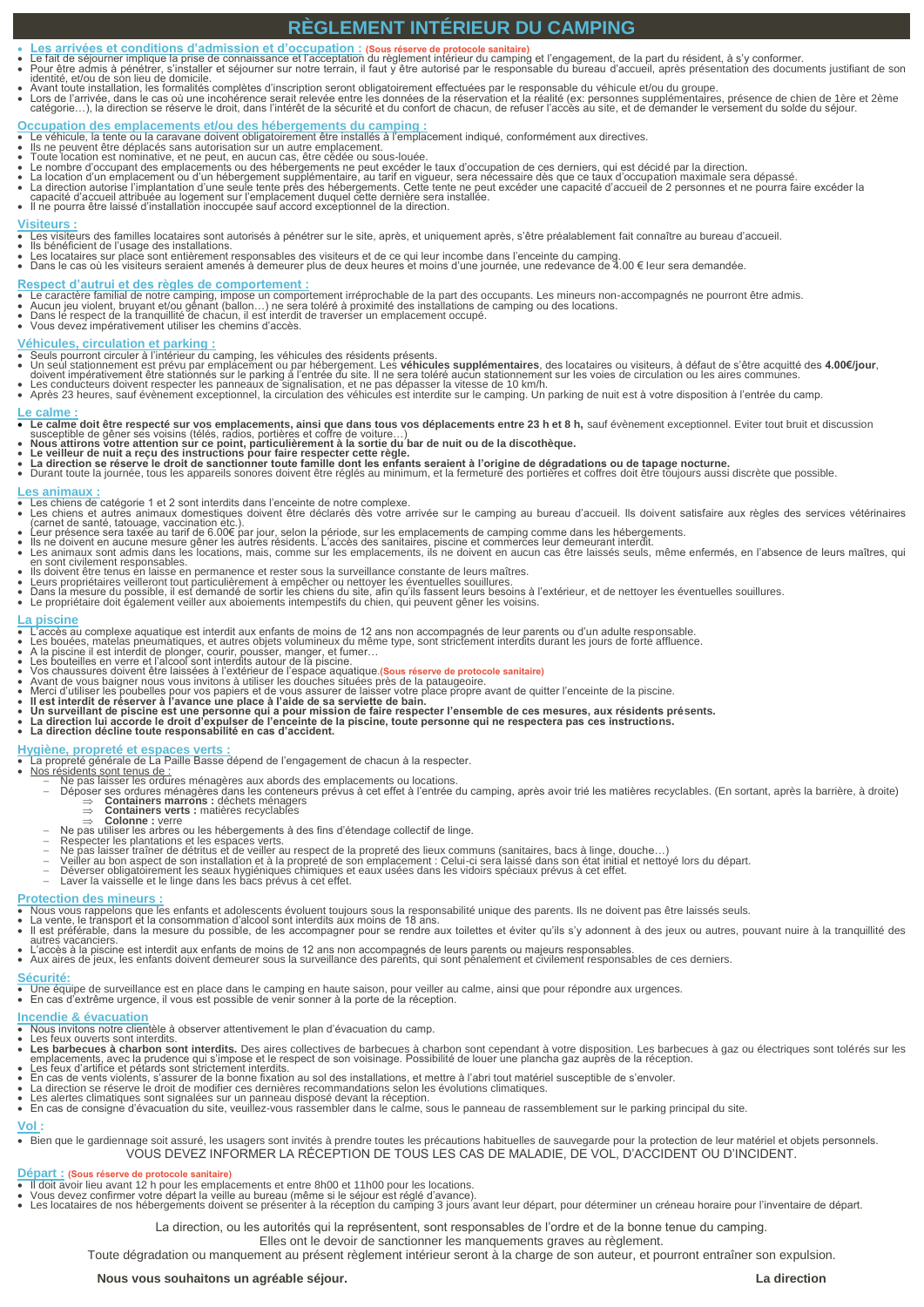# RÈGLEMENT INTÉRIEUR DU CAMPING

- **Les arrivées et conditions d'admission et d'occupation :** **(Sous réserve de protocole sanitaire)**
- Le fait de séjourner implique la prise de connaissance et l'acceptation du règlement intérieur du camping et l'engagement, de la part du résident, à s'y conformer.
- Pour être admis à pénétrer, s'installer et séjourner sur notre terrain, il faut y être autorisé par le responsable du bureau d'accueil, après présentation des documents justifiant de son identité, et/ou de son lieu de domicile.
- Avant toute installation, les formalités complètes d'inscription seront obligatoirement effectuées par le responsable du véhicule et/ou du groupe.
- Lors de l'arrivée, dans le cas où une incohérence serait relevée entre les données de la réservation et la réalité (ex: personnes supplémentaires, présence de chien de 1ère et 2ème catégorie…), la direction se réserve le droit, dans l'intérêt de la sécurité et du confort de chacun, de refuser l'accès au site, et de demander le versement du solde du séjour.

## Occupation des emplacements et/ou des hébergements du camping :

- Le véhicule, la tente ou la caravane doivent obligatoirement être installés à l'emplacement indiqué, conformément aux directives.
- Ils ne peuvent être déplacés sans autorisation sur un autre emplacement.
- Toute location est nominative, et ne peut, en aucun cas, être cédée ou sous-louée.
- Le nombre d'occupant des emplacements ou des hébergements ne peut excéder le taux d'occupation de ces derniers, qui est décidé par la direction.
- La location d'un emplacement ou d'un hébergement supplémentaire, au tarif en vigueur, sera nécessaire dès que ce taux d'occupation maximale sera dépassé.
- La direction autorise l'implantation d'une seule tente près des hébergements. Cette tente ne peut excéder une capacité d'accueil de 2 personnes et ne pourra faire excéder la capacité d'accueil attribuée au logement sur l'emplacement duquel cette dernière sera installée.
- Il ne pourra être laissé d'installation inoccupée sauf accord exceptionnel de la direction.

## Visiteurs :

- Les visiteurs des familles locataires sont autorisés à pénétrer sur le site, après, et uniquement après, s'être préalablement fait connaître au bureau d'accueil.
- Ils bénéficient de l'usage des installations.
- Les locataires sur place sont entièrement responsables des visiteurs et de ce qui leur incombe dans l'enceinte du camping.
- Dans le cas où les visiteurs seraient amenés à demeurer plus de deux heures et moins d'une journée, une redevance de 4.00 € leur sera demandée.

## Respect d'autrui et des règles de comportement :

- Le caractère familial de notre camping, impose un comportement irréprochable de la part des occupants. Les mineurs non-accompagnés ne pourront être admis.
- Aucun jeu violent, bruyant et/ou gênant (ballon…) ne sera toléré à proximité des installations de camping ou des locations.
- Dans le respect de la tranquillité de chacun, il est interdit de traverser un emplacement occupé.
- Vous devez impérativement utiliser les chemins d'accès.

## Véhicules, circulation et parking :

- Seuls pourront circuler à l'intérieur du camping, les véhicules des résidents présents.
- Un seul stationnement est prévu par emplacement ou par hébergement. Les **véhicules supplémentaires**, des locataires ou visiteurs, à défaut de s'être acquitté des **4.00€/jour**, doivent impérativement être stationnés sur le parking à l'entrée du site. Il ne sera toléré aucun stationnement sur les voies de circulation ou les aires communes.
- Les conducteurs doivent respecter les panneaux de signalisation, et ne pas dépasser la vitesse de 10 km/h.
- Après 23 heures, sauf évènement exceptionnel, la circulation des véhicules est interdite sur le camping. Un parking de nuit est à votre disposition à l'entrée du camp.

## Le calme :

- **Le calme doit être respecté sur vos emplacements, ainsi que dans tous vos déplacements entre 23 h et 8 h,** sauf évènement exceptionnel. Eviter tout bruit et discussion susceptible de gêner ses voisins (télés, radios, portières et coffre de voiture…)
- **Nous attirons votre attention sur ce point, particulièrement à la sortie du bar de nuit ou de la discothèque.**
- **Le veilleur de nuit a reçu des instructions pour faire respecter cette règle.**
- **La direction se réserve le droit de sanctionner toute famille dont les enfants seraient à l'origine de dégradations ou de tapage nocturne.**
- Durant toute la journée, tous les appareils sonores doivent être réglés au minimum, et la fermeture des portières et coffres doit être toujours aussi discrète que possible.

## Les animaux :

- Les chiens de catégorie 1 et 2 sont interdits dans l'enceinte de notre complexe.
- Les chiens et autres animaux domestiques doivent être déclarés dès votre arrivée sur le camping au bureau d'accueil. Ils doivent satisfaire aux règles des services vétérinaires (carnet de santé, tatouage, vaccination etc.).
- Leur présence sera taxée au tarif de 6.00€ par jour, selon la période, sur les emplacements de camping comme dans les hébergements.
- Ils ne doivent en aucune mesure gêner les autres résidents. L'accès des sanitaires, piscine et commerces leur demeurant interdit.
- Les animaux sont admis dans les locations, mais, comme sur les emplacements, ils ne doivent en aucun cas être laissés seuls, même enfermés, en l'absence de leurs maîtres, qui en sont civilement responsables.
- Ils doivent être tenus en laisse en permanence et rester sous la surveillance constante de leurs maîtres.
- Leurs propriétaires veilleront tout particulièrement à empêcher ou nettoyer les éventuelles souillures.
- Dans la mesure du possible, il est demandé de sortir les chiens du site, afin qu'ils fassent leurs besoins à l'extérieur, et de nettoyer les éventuelles souillures.
- Le propriétaire doit également veiller aux aboiements intempestifs du chien, qui peuvent gêner les voisins.

## La piscine

- L'accès au complexe aquatique est interdit aux enfants de moins de 12 ans non accompagnés de leur parents ou d'un adulte responsable.
- Les bouées, matelas pneumatiques, et autres objets volumineux du même type, sont strictement interdits durant les jours de forte affluence.
- A la piscine il est interdit de plonger, courir, pousser, manger, et fumer…
- Les bouteilles en verre et l'alcool sont interdits autour de la piscine.
- Vos chaussures doivent être laissées à l'extérieur de l'espace aquatique.**(Sous réserve de protocole sanitaire)**
- Avant de vous baigner nous vous invitons à utiliser les douches situées près de la pataugeoire.
- Merci d'utiliser les poubelles pour vos papiers et de vous assurer de laisser votre place propre avant de quitter l'enceinte de la piscine.
- **Il est interdit de réserver à l'avance une place à l'aide de sa serviette de bain.**
- **Un surveillant de piscine est une personne qui a pour mission de faire respecter l'ensemble de ces mesures, aux résidents présents.**
- **La direction lui accorde le droit d'expulser de l'enceinte de la piscine, toute personne qui ne respectera pas ces instructions.**
- **La direction décline toute responsabilité en cas d'accident.**

## Hygiène, propreté et espaces verts :

- La propreté générale de La Paille Basse dépend de l'engagement de chacun à la respecter.
- Nos résidents sont tenus de :
  - Ne pas laisser les ordures ménagères aux abords des emplacements ou locations.
  - Déposer ses ordures ménagères dans les conteneurs prévus à cet effet à l'entrée du camping, après avoir trié les matières recyclables. (En sortant, après la barrière, à droite)
    - ⇒ **Containers marrons :** déchets ménagers
    - ⇒ **Containers verts :** matières recyclables
    - ⇒ **Colonne :** verre
  - Ne pas utiliser les arbres ou les hébergements à des fins d'étendage collectif de linge.
  - Respecter les plantations et les espaces verts.
  - Ne pas laisser traîner de détritus et de veiller au respect de la propreté des lieux communs (sanitaires, bacs à linge, douche…)
  - Veiller au bon aspect de son installation et à la propreté de son emplacement : Celui-ci sera laissé dans son état initial et nettoyé lors du départ.
  - Déverser obligatoirement les seaux hygiéniques chimiques et eaux usées dans les vidoirs spéciaux prévus à cet effet.
  - Laver la vaisselle et le linge dans les bacs prévus à cet effet.

## Protection des mineurs :

- Nous vous rappelons que les enfants et adolescents évoluent toujours sous la responsabilité unique des parents. Ils ne doivent pas être laissés seuls.
- La vente, le transport et la consommation d'alcool sont interdits aux moins de 18 ans.
- Il est préférable, dans la mesure du possible, de les accompagner pour se rendre aux toilettes et éviter qu'ils s'y adonnent à des jeux ou autres, pouvant nuire à la tranquillité des autres vacanciers.
- L'accès à la piscine est interdit aux enfants de moins de 12 ans non accompagnés de leurs parents ou majeurs responsables.
- Aux aires de jeux, les enfants doivent demeurer sous la surveillance des parents, qui sont pénalement et civilement responsables de ces derniers.

## Sécurité:

- Une équipe de surveillance est en place dans le camping en haute saison, pour veiller au calme, ainsi que pour répondre aux urgences.
- En cas d'extrême urgence, il vous est possible de venir sonner à la porte de la réception.

## Incendie & évacuation

- Nous invitons notre clientèle à observer attentivement le plan d'évacuation du camp.
- Les feux ouverts sont interdits.
- **Les barbecues à charbon sont interdits.** Des aires collectives de barbecues à charbon sont cependant à votre disposition. Les barbecues à gaz ou électriques sont tolérés sur les emplacements, avec la prudence qui s'impose et le respect de son voisinage. Possibilité de louer une plancha gaz auprès de la réception.
- Les feux d'artifice et pétards sont strictement interdits.
- En cas de vents violents, s'assurer de la bonne fixation au sol des installations, et mettre à l'abri tout matériel susceptible de s'envoler.
- La direction se réserve le droit de modifier ces dernières recommandations selon les évolutions climatiques.
- Les alertes climatiques sont signalées sur un panneau disposé devant la réception.
- En cas de consigne d'évacuation du site, veuillez-vous rassembler dans le calme, sous le panneau de rassemblement sur le parking principal du site.

## Vol :

- Bien que le gardiennage soit assuré, les usagers sont invités à prendre toutes les précautions habituelles de sauvegarde pour la protection de leur matériel et objets personnels.

VOUS DEVEZ INFORMER LA RÉCEPTION DE TOUS LES CAS DE MALADIE, DE VOL, D'ACCIDENT OU D'INCIDENT.

## Départ : (Sous réserve de protocole sanitaire)

- Il doit avoir lieu avant 12 h pour les emplacements et entre 8h00 et 11h00 pour les locations.
- Vous devez confirmer votre départ la veille au bureau (même si le séjour est réglé d'avance).
- Les locataires de nos hébergements doivent se présenter à la réception du camping 3 jours avant leur départ, pour déterminer un créneau horaire pour l'inventaire de départ.

La direction, ou les autorités qui la représentent, sont responsables de l'ordre et de la bonne tenue du camping.
Elles ont le devoir de sanctionner les manquements graves au règlement.
Toute dégradation ou manquement au présent règlement intérieur seront à la charge de son auteur, et pourront entraîner son expulsion.

**Nous vous souhaitons un agréable séjour.** **La direction**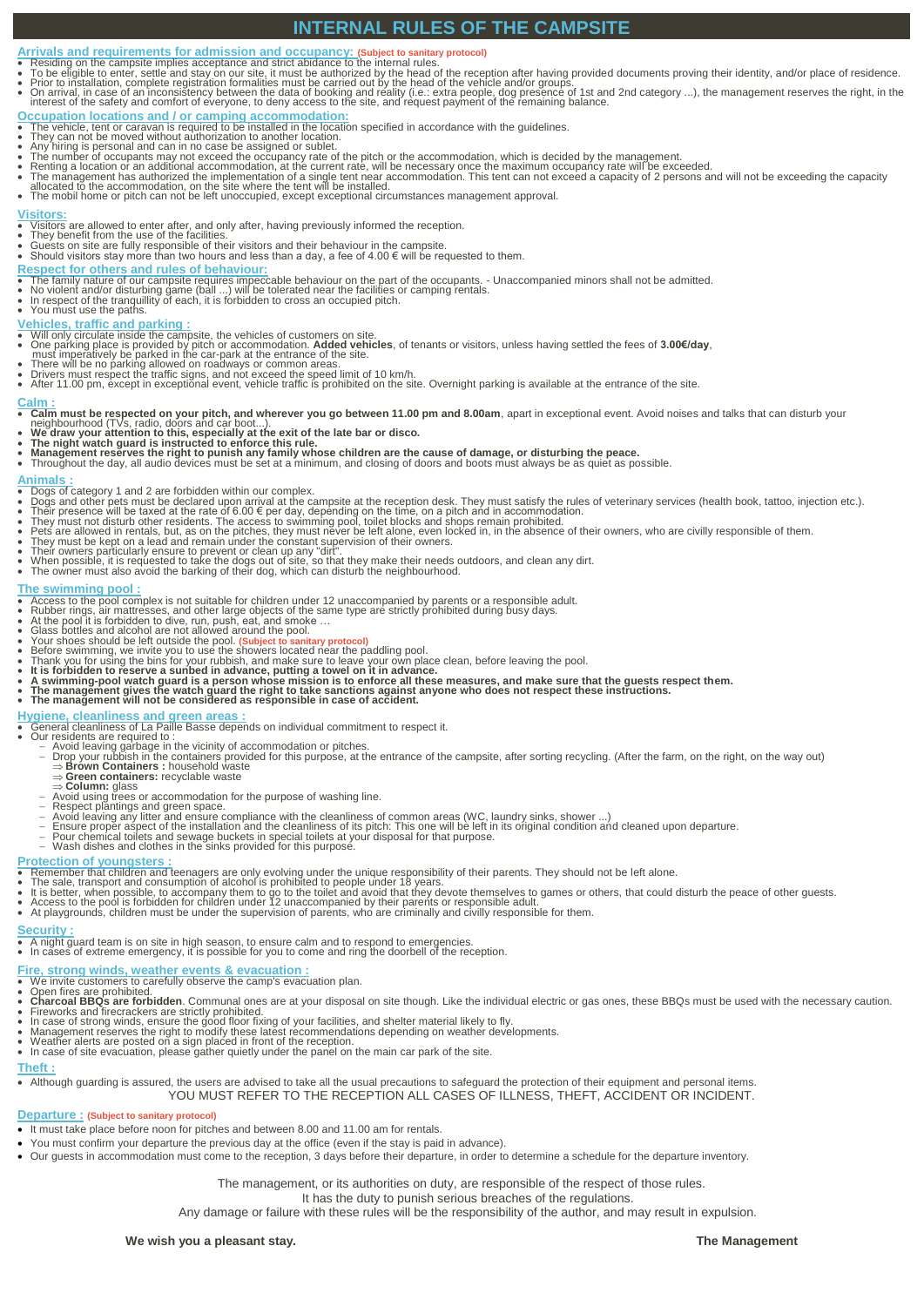# INTERNAL RULES OF THE CAMPSITE

## Arrivals and requirements for admission and occupancy: (Subject to sanitary protocol)

- Residing on the campsite implies acceptance and strict abidance to the internal rules.
- To be eligible to enter, settle and stay on our site, it must be authorized by the head of the reception after having provided documents proving their identity, and/or place of residence.
- Prior to installation, complete registration formalities must be carried out by the head of the vehicle and/or groups.
- On arrival, in case of an inconsistency between the data of booking and reality (i.e.: extra people, dog presence of 1st and 2nd category ...), the management reserves the right, in the interest of the safety and comfort of everyone, to deny access to the site, and request payment of the remaining balance.

## Occupation locations and / or camping accommodation:

- The vehicle, tent or caravan is required to be installed in the location specified in accordance with the guidelines.
- They can not be moved without authorization to another location.
- Any hiring is personal and can in no case be assigned or sublet.
- The number of occupants may not exceed the occupancy rate of the pitch or the accommodation, which is decided by the management.
- Renting a location or an additional accommodation, at the current rate, will be necessary once the maximum occupancy rate will be exceeded.
- The management has authorized the implementation of a single tent near accommodation. This tent can not exceed a capacity of 2 persons and will not be exceeding the capacity allocated to the accommodation, on the site where the tent will be installed.
- The mobil home or pitch can not be left unoccupied, except exceptional circumstances management approval.

## Visitors:

- Visitors are allowed to enter after, and only after, having previously informed the reception.
- They benefit from the use of the facilities.
- Guests on site are fully responsible of their visitors and their behaviour in the campsite.
- Should visitors stay more than two hours and less than a day, a fee of 4.00 € will be requested to them.

## Respect for others and rules of behaviour:

- The family nature of our campsite requires impeccable behaviour on the part of the occupants. - Unaccompanied minors shall not be admitted.
- No violent and/or disturbing game (ball ...) will be tolerated near the facilities or camping rentals.
- In respect of the tranquillity of each, it is forbidden to cross an occupied pitch.
- You must use the paths.

## Vehicles, traffic and parking :

- Will only circulate inside the campsite, the vehicles of customers on site.
- One parking place is provided by pitch or accommodation. **Added vehicles**, of tenants or visitors, unless having settled the fees of **3.00€/day**, must imperatively be parked in the car-park at the entrance of the site.
- There will be no parking allowed on roadways or common areas.
- Drivers must respect the traffic signs, and not exceed the speed limit of 10 km/h.
- After 11.00 pm, except in exceptional event, vehicle traffic is prohibited on the site. Overnight parking is available at the entrance of the site.

## Calm :

- **Calm must be respected on your pitch, and wherever you go between 11.00 pm and 8.00am**, apart in exceptional event. Avoid noises and talks that can disturb your neighbourhood (TVs, radio, doors and car boot...).
- **We draw your attention to this, especially at the exit of the late bar or disco.**
- **The night watch guard is instructed to enforce this rule.**
- **Management reserves the right to punish any family whose children are the cause of damage, or disturbing the peace.**
- Throughout the day, all audio devices must be set at a minimum, and closing of doors and boots must always be as quiet as possible.

## Animals :

- Dogs of category 1 and 2 are forbidden within our complex.
- Dogs and other pets must be declared upon arrival at the campsite at the reception desk. They must satisfy the rules of veterinary services (health book, tattoo, injection etc.).
- Their presence will be taxed at the rate of 6.00 € per day, depending on the time, on a pitch and in accommodation.
- They must not disturb other residents. The access to swimming pool, toilet blocks and shops remain prohibited.
- Pets are allowed in rentals, but, as on the pitches, they must never be left alone, even locked in, in the absence of their owners, who are civilly responsible of them.
- They must be kept on a lead and remain under the constant supervision of their owners.
- Their owners particularly ensure to prevent or clean up any "dirt".
- When possible, it is requested to take the dogs out of site, so that they make their needs outdoors, and clean any dirt.
- The owner must also avoid the barking of their dog, which can disturb the neighbourhood.

## The swimming pool :

- Access to the pool complex is not suitable for children under 12 unaccompanied by parents or a responsible adult.
- Rubber rings, air mattresses, and other large objects of the same type are strictly prohibited during busy days.
- At the pool it is forbidden to dive, run, push, eat, and smoke …
- Glass bottles and alcohol are not allowed around the pool.
- Your shoes should be left outside the pool. (Subject to sanitary protocol)
- Before swimming, we invite you to use the showers located near the paddling pool.
- Thank you for using the bins for your rubbish, and make sure to leave your own place clean, before leaving the pool.
- **It is forbidden to reserve a sunbed in advance, putting a towel on it in advance.**
- **A swimming-pool watch guard is a person whose mission is to enforce all these measures, and make sure that the guests respect them.**
- **The management gives the watch guard the right to take sanctions against anyone who does not respect these instructions.**
- **The management will not be considered as responsible in case of accident.**

## Hygiene, cleanliness and green areas :

- General cleanliness of La Paille Basse depends on individual commitment to respect it.
- Our residents are required to :
  - Avoid leaving garbage in the vicinity of accommodation or pitches.
  - Drop your rubbish in the containers provided for this purpose, at the entrance of the campsite, after sorting recycling. (After the farm, on the right, on the way out)
    - ⇒ **Brown Containers :** household waste
    - ⇒ **Green containers:** recyclable waste
    - ⇒ **Column:** glass
  - Avoid using trees or accommodation for the purpose of washing line.
  - Respect plantings and green space.
  - Avoid leaving any litter and ensure compliance with the cleanliness of common areas (WC, laundry sinks, shower ...)
  - Ensure proper aspect of the installation and the cleanliness of its pitch: This one will be left in its original condition and cleaned upon departure.
  - Pour chemical toilets and sewage buckets in special toilets at your disposal for that purpose.
  - Wash dishes and clothes in the sinks provided for this purpose.

## Protection of youngsters :

- Remember that children and teenagers are only evolving under the unique responsibility of their parents. They should not be left alone.
- The sale, transport and consumption of alcohol is prohibited to people under 18 years.
- It is better, when possible, to accompany them to go to the toilet and avoid that they devote themselves to games or others, that could disturb the peace of other guests.
- Access to the pool is forbidden for children under 12 unaccompanied by their parents or responsible adult.
- At playgrounds, children must be under the supervision of parents, who are criminally and civilly responsible for them.

## Security :

- A night guard team is on site in high season, to ensure calm and to respond to emergencies.
- In cases of extreme emergency, it is possible for you to come and ring the doorbell of the reception.

## Fire, strong winds, weather events & evacuation :

- We invite customers to carefully observe the camp's evacuation plan.
- Open fires are prohibited.
- **Charcoal BBQs are forbidden**. Communal ones are at your disposal on site though. Like the individual electric or gas ones, these BBQs must be used with the necessary caution.
- Fireworks and firecrackers are strictly prohibited.
- In case of strong winds, ensure the good floor fixing of your facilities, and shelter material likely to fly.
- Management reserves the right to modify these latest recommendations depending on weather developments.
- Weather alerts are posted on a sign placed in front of the reception.
- In case of site evacuation, please gather quietly under the panel on the main car park of the site.

## Theft :

- Although guarding is assured, the users are advised to take all the usual precautions to safeguard the protection of their equipment and personal items.

YOU MUST REFER TO THE RECEPTION ALL CASES OF ILLNESS, THEFT, ACCIDENT OR INCIDENT.

## Departure : (Subject to sanitary protocol)

- It must take place before noon for pitches and between 8.00 and 11.00 am for rentals.
- You must confirm your departure the previous day at the office (even if the stay is paid in advance).
- Our guests in accommodation must come to the reception, 3 days before their departure, in order to determine a schedule for the departure inventory.

The management, or its authorities on duty, are responsible of the respect of those rules.
It has the duty to punish serious breaches of the regulations.
Any damage or failure with these rules will be the responsibility of the author, and may result in expulsion.

**We wish you a pleasant stay.**

**The Management**